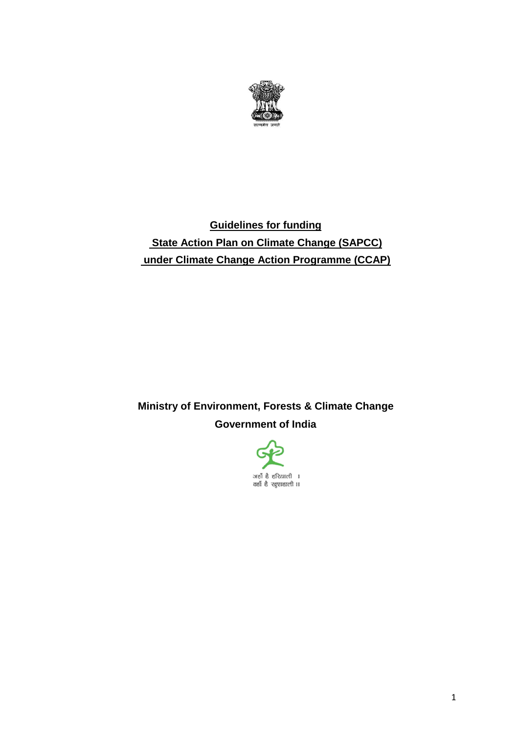सत्यमेव जयते

**Guidelines for funding**

**State Action Plan on Climate Change (SAPCC)**

**under Climate Change Action Programme (CCAP)**

**Ministry of Environment, Forests & Climate Change**

**Government of India**

जहाँ है हरियाली ।
वहाँ है खुशहाली ।।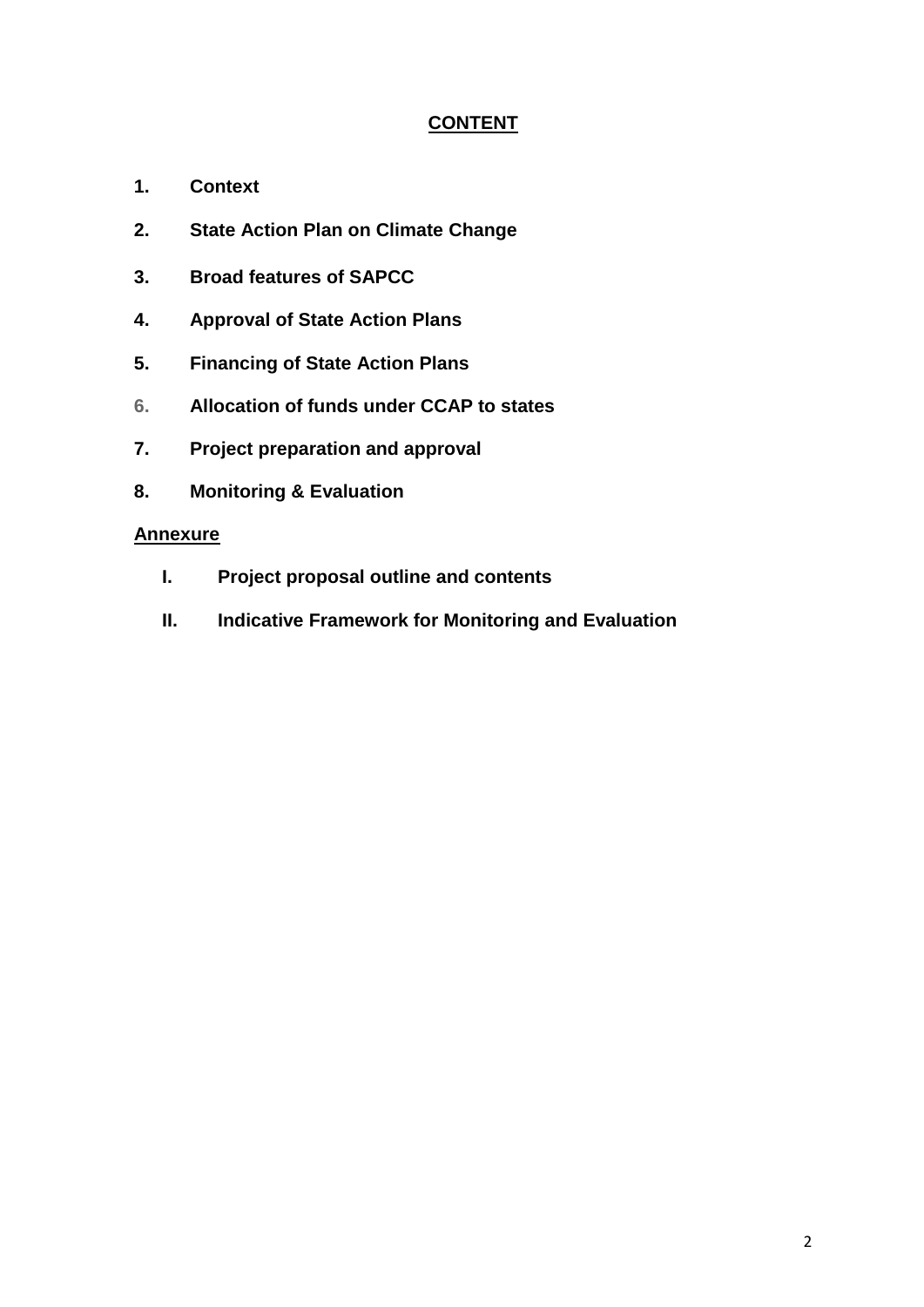# CONTENT

1. **Context**
2. **State Action Plan on Climate Change**
3. **Broad features of SAPCC**
4. **Approval of State Action Plans**
5. **Financing of State Action Plans**
6. **Allocation of funds under CCAP to states**
7. **Project preparation and approval**
8. **Monitoring & Evaluation**

**Annexure**

- **I. Project proposal outline and contents**
- **II. Indicative Framework for Monitoring and Evaluation**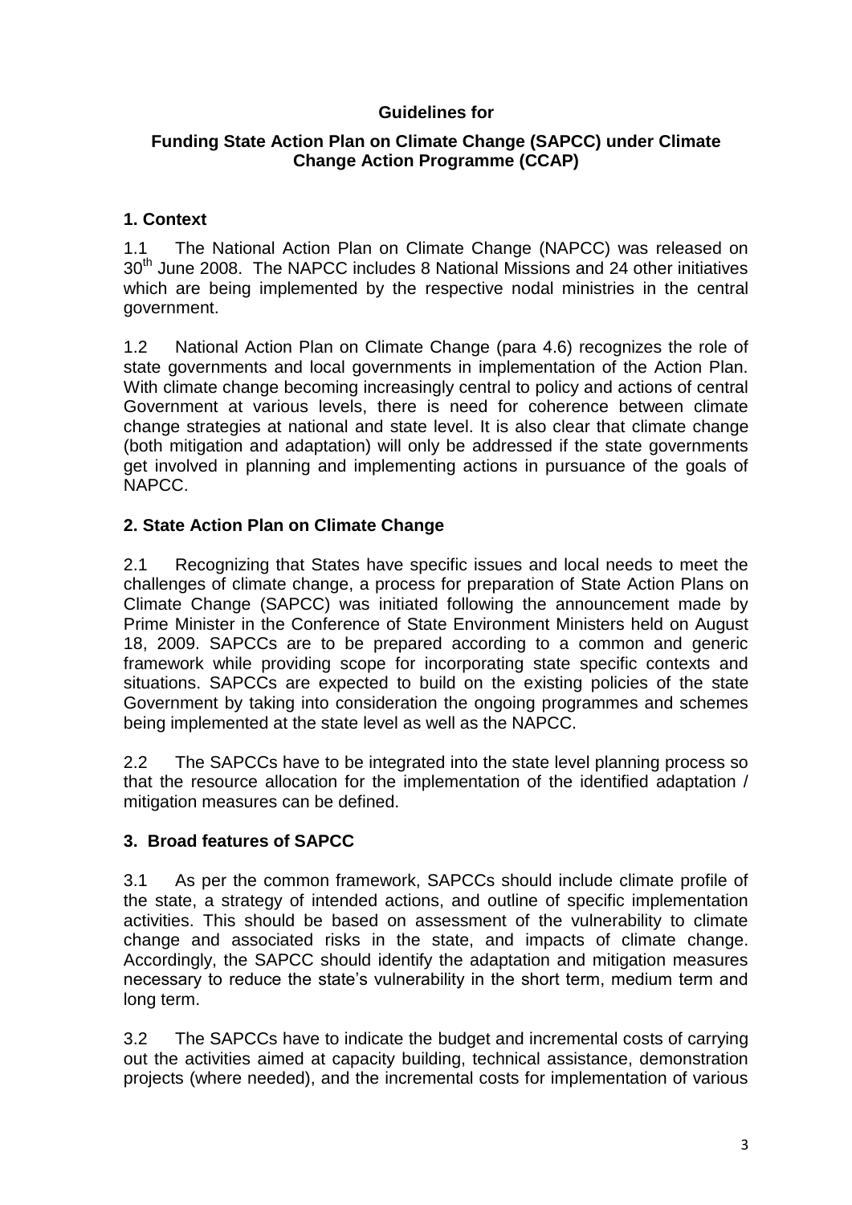**Guidelines for**

**Funding State Action Plan on Climate Change (SAPCC) under Climate Change Action Programme (CCAP)**

## 1. Context

1.1 The National Action Plan on Climate Change (NAPCC) was released on 30th June 2008. The NAPCC includes 8 National Missions and 24 other initiatives which are being implemented by the respective nodal ministries in the central government.

1.2 National Action Plan on Climate Change (para 4.6) recognizes the role of state governments and local governments in implementation of the Action Plan. With climate change becoming increasingly central to policy and actions of central Government at various levels, there is need for coherence between climate change strategies at national and state level. It is also clear that climate change (both mitigation and adaptation) will only be addressed if the state governments get involved in planning and implementing actions in pursuance of the goals of NAPCC.

## 2. State Action Plan on Climate Change

2.1 Recognizing that States have specific issues and local needs to meet the challenges of climate change, a process for preparation of State Action Plans on Climate Change (SAPCC) was initiated following the announcement made by Prime Minister in the Conference of State Environment Ministers held on August 18, 2009. SAPCCs are to be prepared according to a common and generic framework while providing scope for incorporating state specific contexts and situations. SAPCCs are expected to build on the existing policies of the state Government by taking into consideration the ongoing programmes and schemes being implemented at the state level as well as the NAPCC.

2.2 The SAPCCs have to be integrated into the state level planning process so that the resource allocation for the implementation of the identified adaptation / mitigation measures can be defined.

## 3. Broad features of SAPCC

3.1 As per the common framework, SAPCCs should include climate profile of the state, a strategy of intended actions, and outline of specific implementation activities. This should be based on assessment of the vulnerability to climate change and associated risks in the state, and impacts of climate change. Accordingly, the SAPCC should identify the adaptation and mitigation measures necessary to reduce the state's vulnerability in the short term, medium term and long term.

3.2 The SAPCCs have to indicate the budget and incremental costs of carrying out the activities aimed at capacity building, technical assistance, demonstration projects (where needed), and the incremental costs for implementation of various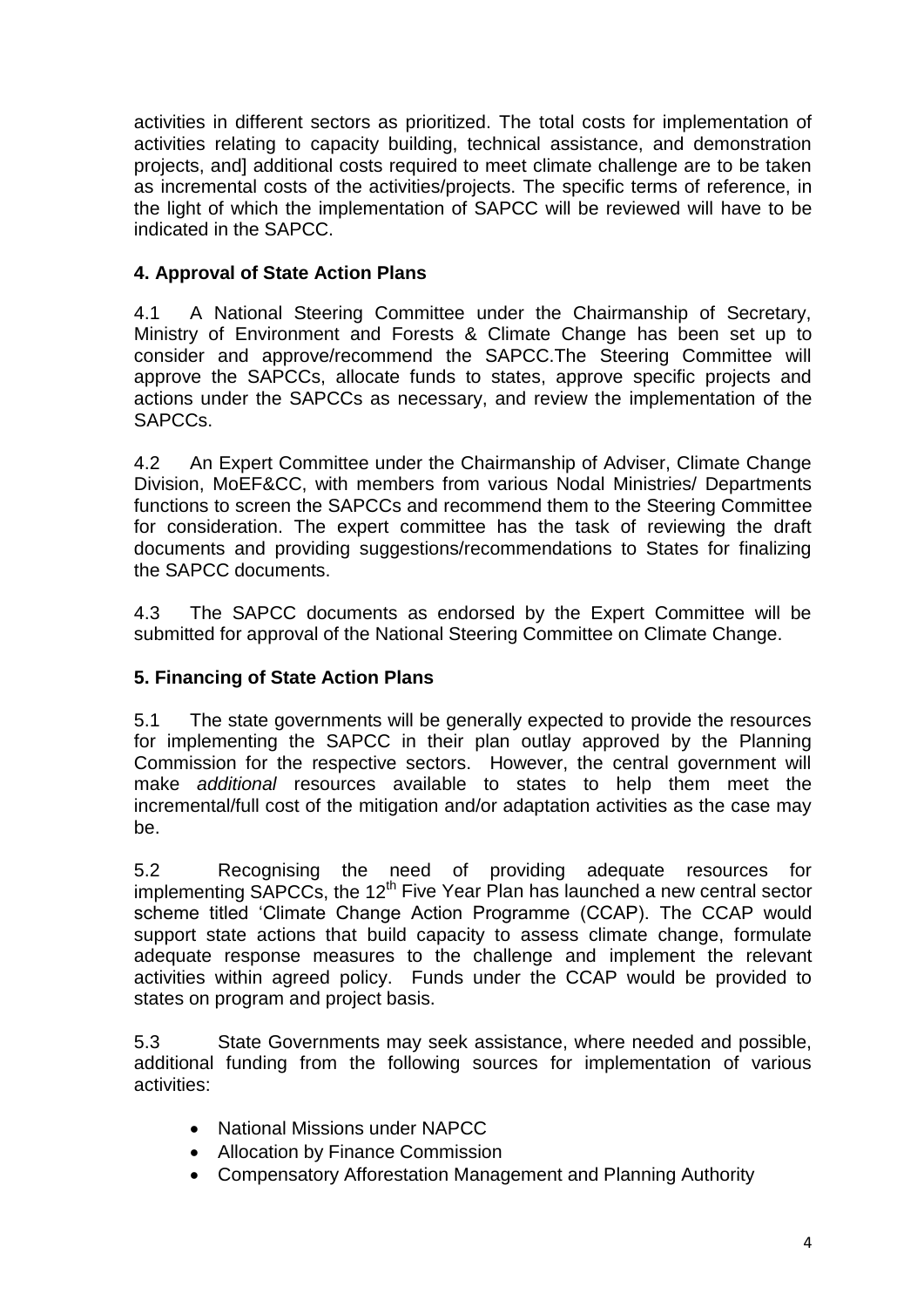activities in different sectors as prioritized. The total costs for implementation of activities relating to capacity building, technical assistance, and demonstration projects, and] additional costs required to meet climate challenge are to be taken as incremental costs of the activities/projects. The specific terms of reference, in the light of which the implementation of SAPCC will be reviewed will have to be indicated in the SAPCC.

## 4. Approval of State Action Plans

4.1 A National Steering Committee under the Chairmanship of Secretary, Ministry of Environment and Forests & Climate Change has been set up to consider and approve/recommend the SAPCC.The Steering Committee will approve the SAPCCs, allocate funds to states, approve specific projects and actions under the SAPCCs as necessary, and review the implementation of the SAPCCs.

4.2 An Expert Committee under the Chairmanship of Adviser, Climate Change Division, MoEF&CC, with members from various Nodal Ministries/ Departments functions to screen the SAPCCs and recommend them to the Steering Committee for consideration. The expert committee has the task of reviewing the draft documents and providing suggestions/recommendations to States for finalizing the SAPCC documents.

4.3 The SAPCC documents as endorsed by the Expert Committee will be submitted for approval of the National Steering Committee on Climate Change.

## 5. Financing of State Action Plans

5.1 The state governments will be generally expected to provide the resources for implementing the SAPCC in their plan outlay approved by the Planning Commission for the respective sectors. However, the central government will make *additional* resources available to states to help them meet the incremental/full cost of the mitigation and/or adaptation activities as the case may be.

5.2 Recognising the need of providing adequate resources for implementing SAPCCs, the 12th Five Year Plan has launched a new central sector scheme titled 'Climate Change Action Programme (CCAP). The CCAP would support state actions that build capacity to assess climate change, formulate adequate response measures to the challenge and implement the relevant activities within agreed policy. Funds under the CCAP would be provided to states on program and project basis.

5.3 State Governments may seek assistance, where needed and possible, additional funding from the following sources for implementation of various activities:

- National Missions under NAPCC
- Allocation by Finance Commission
- Compensatory Afforestation Management and Planning Authority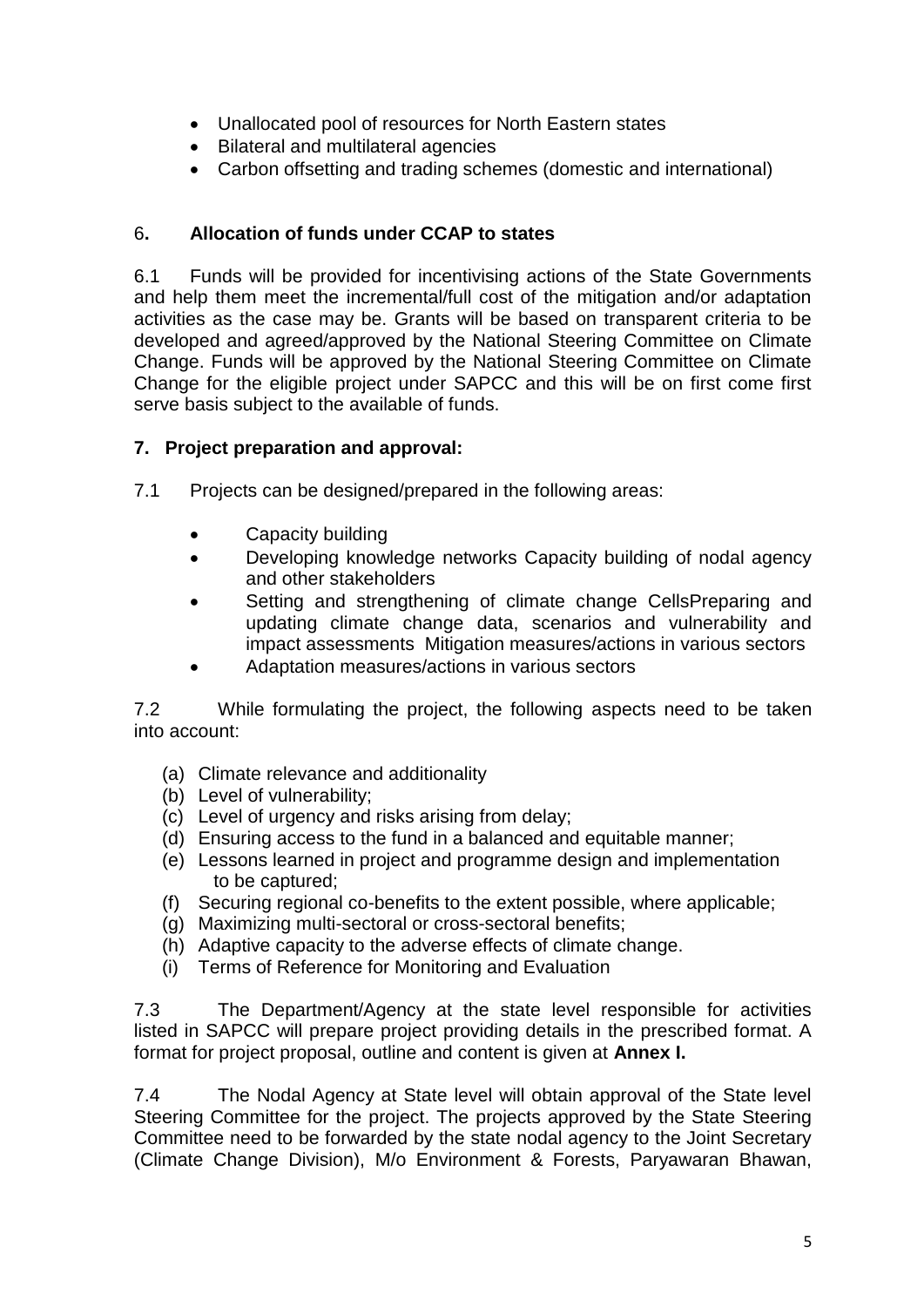- Unallocated pool of resources for North Eastern states
- Bilateral and multilateral agencies
- Carbon offsetting and trading schemes (domestic and international)

### 6. Allocation of funds under CCAP to states

6.1 Funds will be provided for incentivising actions of the State Governments and help them meet the incremental/full cost of the mitigation and/or adaptation activities as the case may be. Grants will be based on transparent criteria to be developed and agreed/approved by the National Steering Committee on Climate Change. Funds will be approved by the National Steering Committee on Climate Change for the eligible project under SAPCC and this will be on first come first serve basis subject to the available of funds.

### 7. Project preparation and approval:

7.1 Projects can be designed/prepared in the following areas:

- Capacity building
- Developing knowledge networks Capacity building of nodal agency and other stakeholders
- Setting and strengthening of climate change CellsPreparing and updating climate change data, scenarios and vulnerability and impact assessments Mitigation measures/actions in various sectors
- Adaptation measures/actions in various sectors

7.2 While formulating the project, the following aspects need to be taken into account:

(a) Climate relevance and additionality
(b) Level of vulnerability;
(c) Level of urgency and risks arising from delay;
(d) Ensuring access to the fund in a balanced and equitable manner;
(e) Lessons learned in project and programme design and implementation to be captured;
(f) Securing regional co-benefits to the extent possible, where applicable;
(g) Maximizing multi-sectoral or cross-sectoral benefits;
(h) Adaptive capacity to the adverse effects of climate change.
(i) Terms of Reference for Monitoring and Evaluation

7.3 The Department/Agency at the state level responsible for activities listed in SAPCC will prepare project providing details in the prescribed format. A format for project proposal, outline and content is given at **Annex I.**

7.4 The Nodal Agency at State level will obtain approval of the State level Steering Committee for the project. The projects approved by the State Steering Committee need to be forwarded by the state nodal agency to the Joint Secretary (Climate Change Division), M/o Environment & Forests, Paryawaran Bhawan,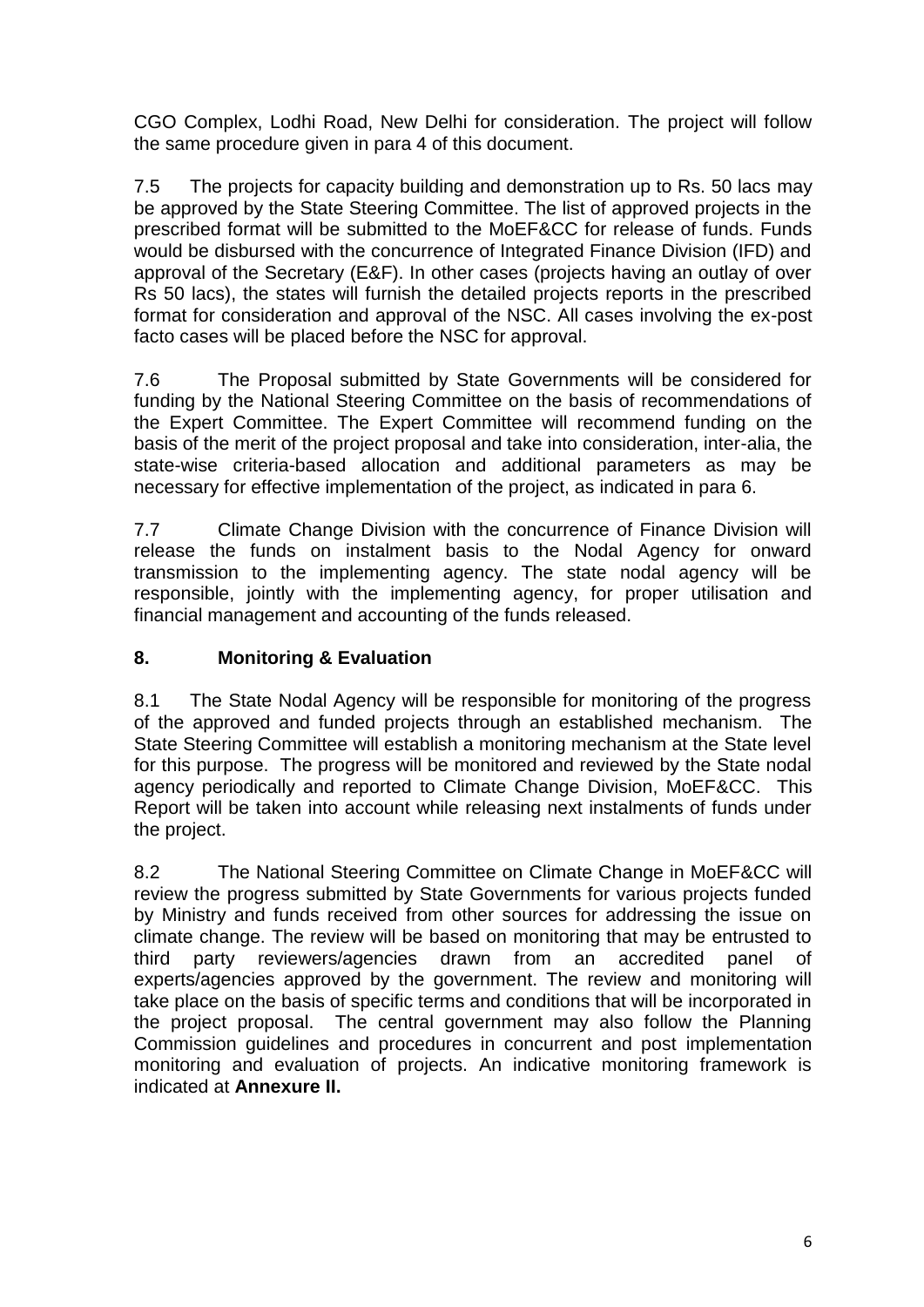CGO Complex, Lodhi Road, New Delhi for consideration. The project will follow the same procedure given in para 4 of this document.

7.5 The projects for capacity building and demonstration up to Rs. 50 lacs may be approved by the State Steering Committee. The list of approved projects in the prescribed format will be submitted to the MoEF&CC for release of funds. Funds would be disbursed with the concurrence of Integrated Finance Division (IFD) and approval of the Secretary (E&F). In other cases (projects having an outlay of over Rs 50 lacs), the states will furnish the detailed projects reports in the prescribed format for consideration and approval of the NSC. All cases involving the ex-post facto cases will be placed before the NSC for approval.

7.6 The Proposal submitted by State Governments will be considered for funding by the National Steering Committee on the basis of recommendations of the Expert Committee. The Expert Committee will recommend funding on the basis of the merit of the project proposal and take into consideration, inter-alia, the state-wise criteria-based allocation and additional parameters as may be necessary for effective implementation of the project, as indicated in para 6.

7.7 Climate Change Division with the concurrence of Finance Division will release the funds on instalment basis to the Nodal Agency for onward transmission to the implementing agency. The state nodal agency will be responsible, jointly with the implementing agency, for proper utilisation and financial management and accounting of the funds released.

## 8. Monitoring & Evaluation

8.1 The State Nodal Agency will be responsible for monitoring of the progress of the approved and funded projects through an established mechanism. The State Steering Committee will establish a monitoring mechanism at the State level for this purpose. The progress will be monitored and reviewed by the State nodal agency periodically and reported to Climate Change Division, MoEF&CC. This Report will be taken into account while releasing next instalments of funds under the project.

8.2 The National Steering Committee on Climate Change in MoEF&CC will review the progress submitted by State Governments for various projects funded by Ministry and funds received from other sources for addressing the issue on climate change. The review will be based on monitoring that may be entrusted to third party reviewers/agencies drawn from an accredited panel of experts/agencies approved by the government. The review and monitoring will take place on the basis of specific terms and conditions that will be incorporated in the project proposal. The central government may also follow the Planning Commission guidelines and procedures in concurrent and post implementation monitoring and evaluation of projects. An indicative monitoring framework is indicated at **Annexure II.**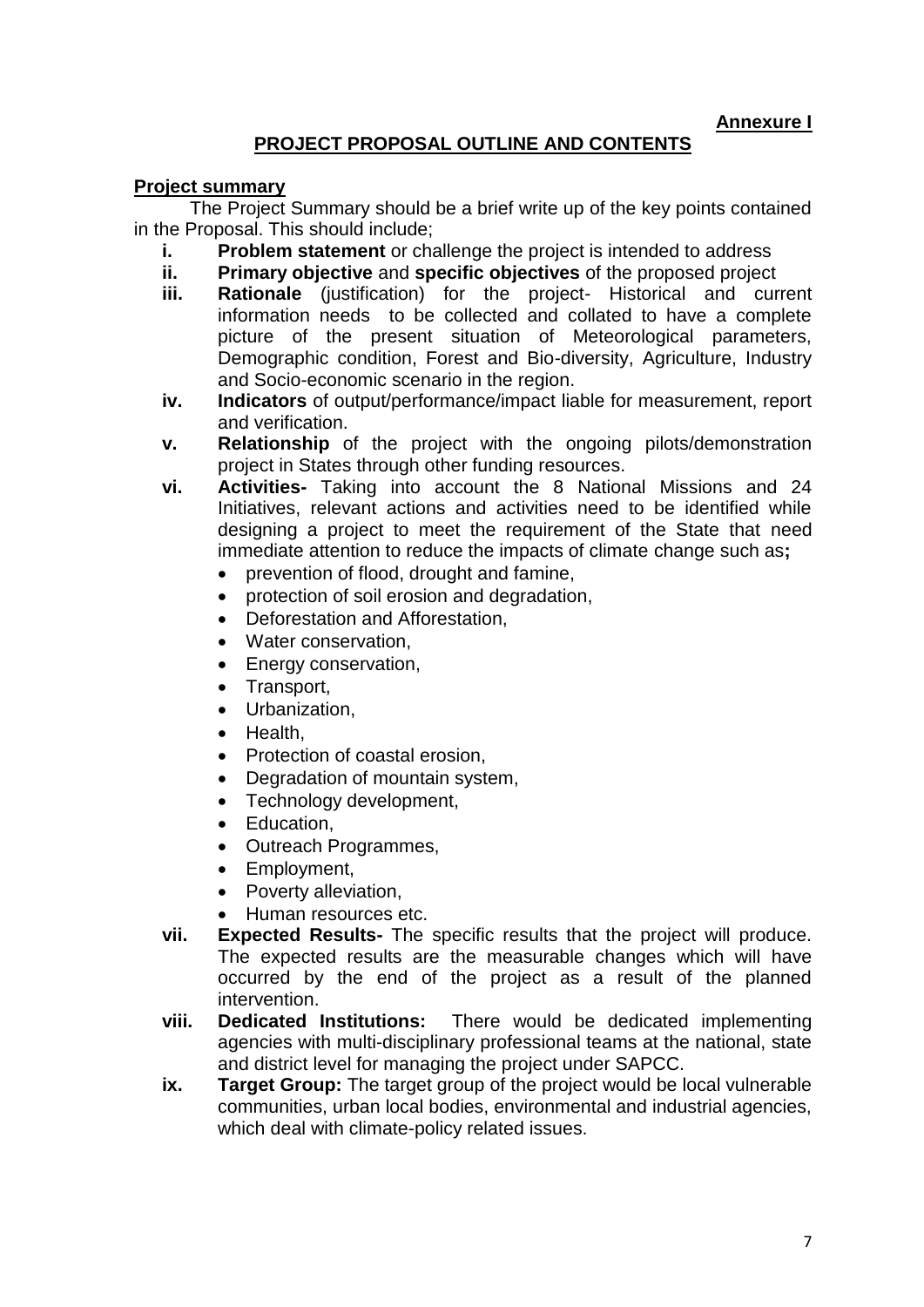**Annexure I**

## PROJECT PROPOSAL OUTLINE AND CONTENTS

### Project summary

The Project Summary should be a brief write up of the key points contained in the Proposal. This should include;

- **i. Problem statement** or challenge the project is intended to address
- **ii. Primary objective** and **specific objectives** of the proposed project
- **iii. Rationale** (justification) for the project- Historical and current information needs to be collected and collated to have a complete picture of the present situation of Meteorological parameters, Demographic condition, Forest and Bio-diversity, Agriculture, Industry and Socio-economic scenario in the region.
- **iv. Indicators** of output/performance/impact liable for measurement, report and verification.
- **v. Relationship** of the project with the ongoing pilots/demonstration project in States through other funding resources.
- **vi. Activities-** Taking into account the 8 National Missions and 24 Initiatives, relevant actions and activities need to be identified while designing a project to meet the requirement of the State that need immediate attention to reduce the impacts of climate change such as**;**
  - prevention of flood, drought and famine,
  - protection of soil erosion and degradation,
  - Deforestation and Afforestation,
  - Water conservation,
  - Energy conservation,
  - Transport,
  - Urbanization,
  - Health,
  - Protection of coastal erosion,
  - Degradation of mountain system,
  - Technology development,
  - Education,
  - Outreach Programmes,
  - Employment,
  - Poverty alleviation,
  - Human resources etc.
- **vii. Expected Results-** The specific results that the project will produce. The expected results are the measurable changes which will have occurred by the end of the project as a result of the planned intervention.
- **viii. Dedicated Institutions:** There would be dedicated implementing agencies with multi-disciplinary professional teams at the national, state and district level for managing the project under SAPCC.
- **ix. Target Group:** The target group of the project would be local vulnerable communities, urban local bodies, environmental and industrial agencies, which deal with climate-policy related issues.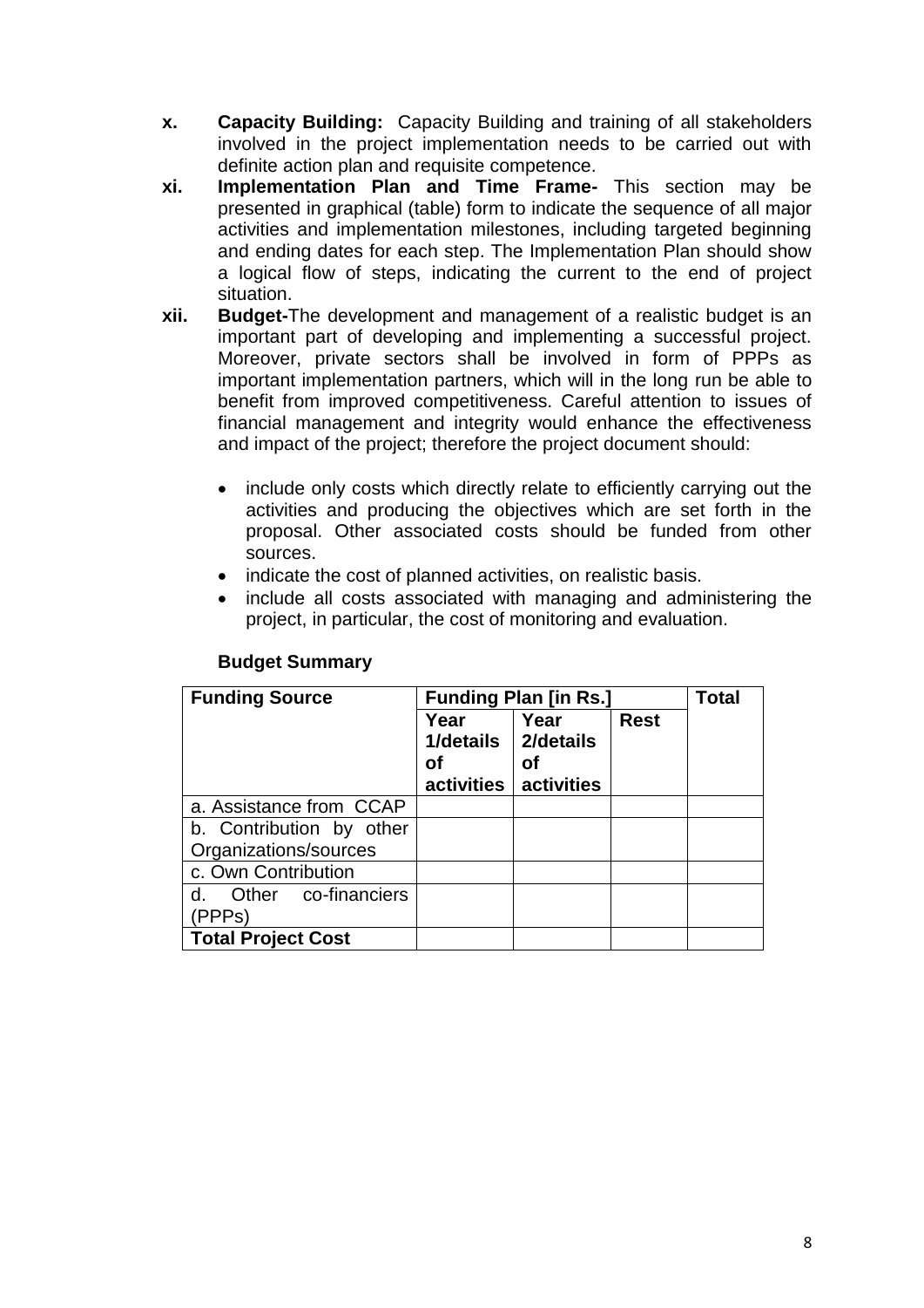**x. Capacity Building:** Capacity Building and training of all stakeholders involved in the project implementation needs to be carried out with definite action plan and requisite competence.

**xi. Implementation Plan and Time Frame-** This section may be presented in graphical (table) form to indicate the sequence of all major activities and implementation milestones, including targeted beginning and ending dates for each step. The Implementation Plan should show a logical flow of steps, indicating the current to the end of project situation.

**xii. Budget-**The development and management of a realistic budget is an important part of developing and implementing a successful project. Moreover, private sectors shall be involved in form of PPPs as important implementation partners, which will in the long run be able to benefit from improved competitiveness. Careful attention to issues of financial management and integrity would enhance the effectiveness and impact of the project; therefore the project document should:

- include only costs which directly relate to efficiently carrying out the activities and producing the objectives which are set forth in the proposal. Other associated costs should be funded from other sources.
- indicate the cost of planned activities, on realistic basis.
- include all costs associated with managing and administering the project, in particular, the cost of monitoring and evaluation.

**Budget Summary**

| **Funding Source** | **Funding Plan [in Rs.]** | | | **Total** |
|---|---|---|---|---|
| | **Year 1/details of activities** | **Year 2/details of activities** | **Rest** | |
| a. Assistance from CCAP | | | | |
| b. Contribution by other Organizations/sources | | | | |
| c. Own Contribution | | | | |
| d. Other co-financiers (PPPs) | | | | |
| **Total Project Cost** | | | | |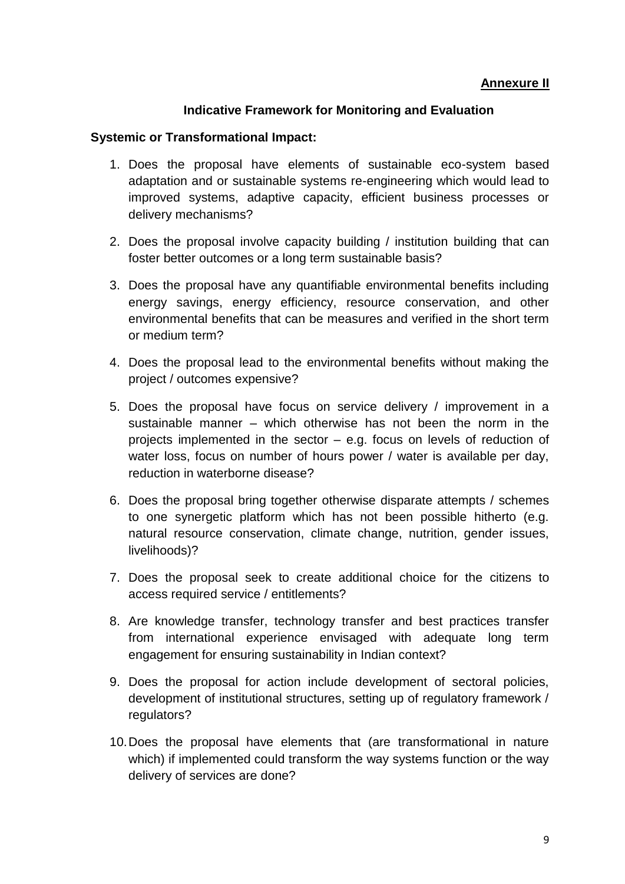**Annexure II**

## Indicative Framework for Monitoring and Evaluation

**Systemic or Transformational Impact:**

1. Does the proposal have elements of sustainable eco-system based adaptation and or sustainable systems re-engineering which would lead to improved systems, adaptive capacity, efficient business processes or delivery mechanisms?
2. Does the proposal involve capacity building / institution building that can foster better outcomes or a long term sustainable basis?
3. Does the proposal have any quantifiable environmental benefits including energy savings, energy efficiency, resource conservation, and other environmental benefits that can be measures and verified in the short term or medium term?
4. Does the proposal lead to the environmental benefits without making the project / outcomes expensive?
5. Does the proposal have focus on service delivery / improvement in a sustainable manner – which otherwise has not been the norm in the projects implemented in the sector – e.g. focus on levels of reduction of water loss, focus on number of hours power / water is available per day, reduction in waterborne disease?
6. Does the proposal bring together otherwise disparate attempts / schemes to one synergetic platform which has not been possible hitherto (e.g. natural resource conservation, climate change, nutrition, gender issues, livelihoods)?
7. Does the proposal seek to create additional choice for the citizens to access required service / entitlements?
8. Are knowledge transfer, technology transfer and best practices transfer from international experience envisaged with adequate long term engagement for ensuring sustainability in Indian context?
9. Does the proposal for action include development of sectoral policies, development of institutional structures, setting up of regulatory framework / regulators?
10. Does the proposal have elements that (are transformational in nature which) if implemented could transform the way systems function or the way delivery of services are done?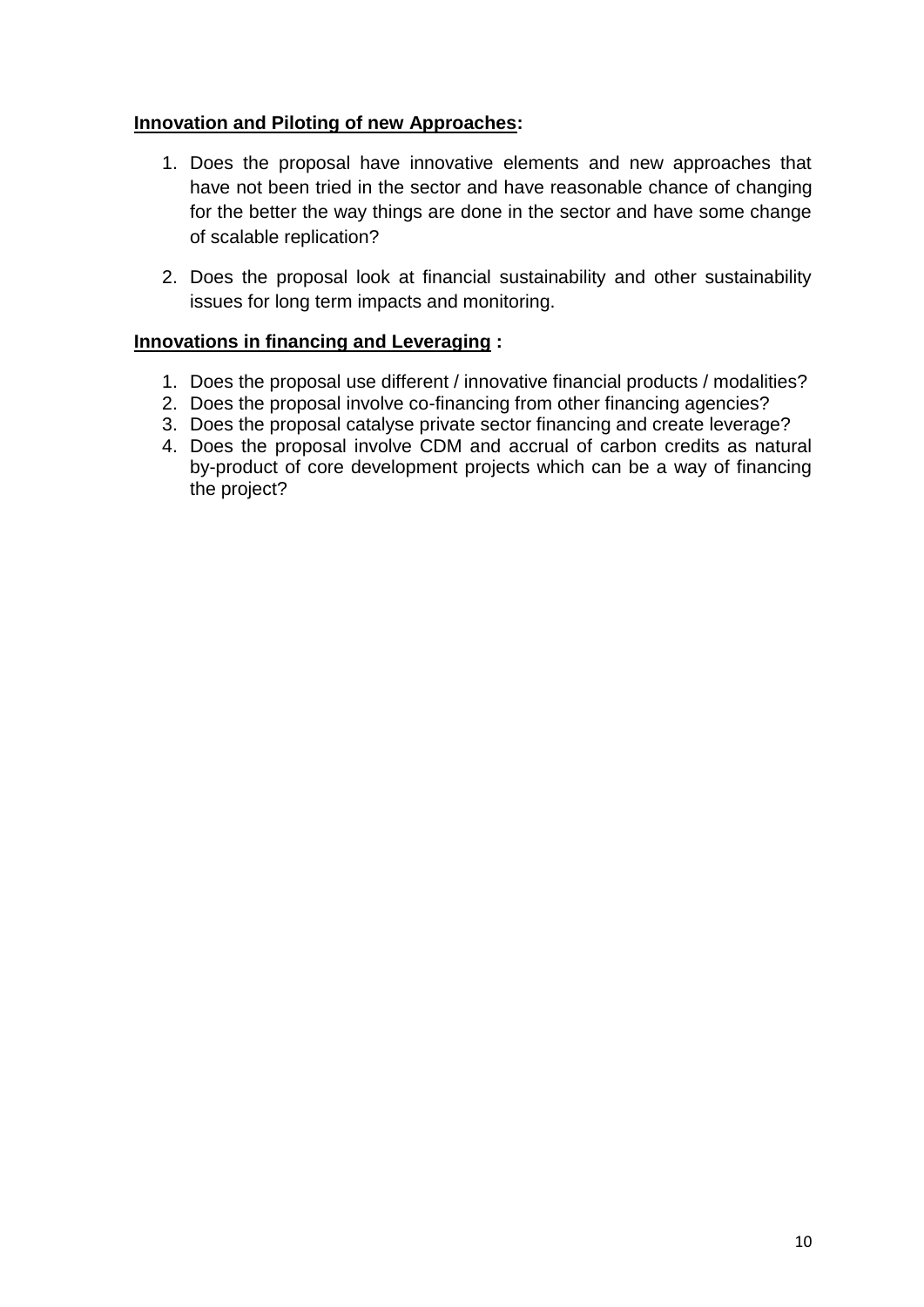**Innovation and Piloting of new Approaches:**

1. Does the proposal have innovative elements and new approaches that have not been tried in the sector and have reasonable chance of changing for the better the way things are done in the sector and have some change of scalable replication?
2. Does the proposal look at financial sustainability and other sustainability issues for long term impacts and monitoring.

**Innovations in financing and Leveraging :**

1. Does the proposal use different / innovative financial products / modalities?
2. Does the proposal involve co-financing from other financing agencies?
3. Does the proposal catalyse private sector financing and create leverage?
4. Does the proposal involve CDM and accrual of carbon credits as natural by-product of core development projects which can be a way of financing the project?